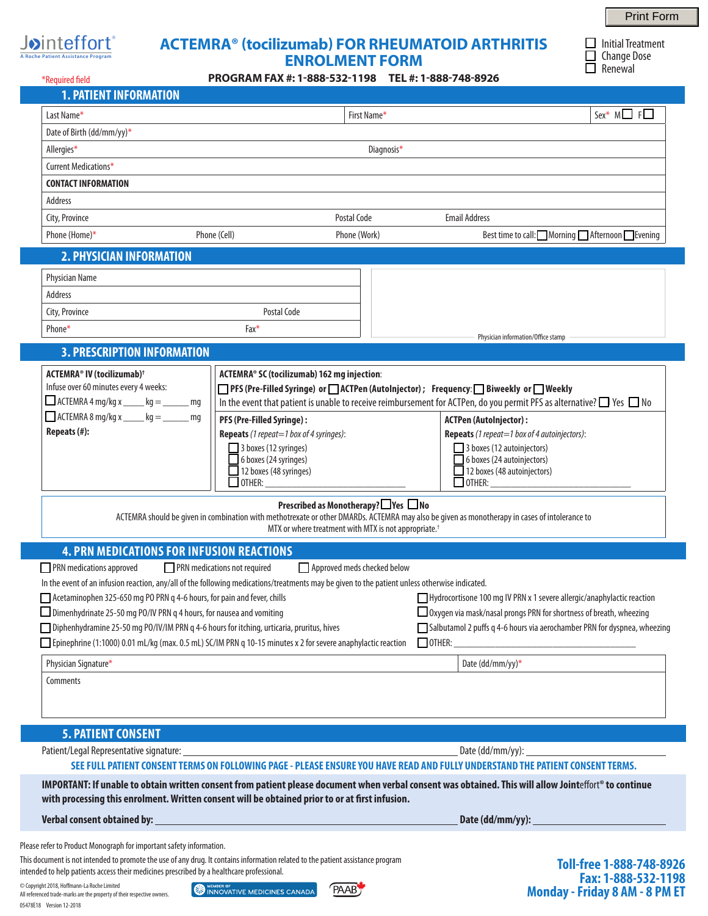Print Form

Jointeffort®
A Roche Patient Assistance Program

# ACTEMRA® (tocilizumab) FOR RHEUMATOID ARTHRITIS ENROLMENT FORM

☐ Initial Treatment
☐ Change Dose
☐ Renewal

*Required field

**PROGRAM FAX #: 1-888-532-1198 TEL #: 1-888-748-8926**

## 1. PATIENT INFORMATION

| | | |
|---|---|---|
| Last Name* | First Name* | Sex* M☐ F☐ |
| Date of Birth (dd/mm/yy)* | | |
| Allergies* | Diagnosis* | |
| Current Medications* | | |

**CONTACT INFORMATION**

| | | | |
|---|---|---|---|
| Address | | | |
| City, Province | Postal Code | Email Address | |
| Phone (Home)* | Phone (Cell) | Phone (Work) | Best time to call: ☐ Morning ☐ Afternoon ☐ Evening |

## 2. PHYSICIAN INFORMATION

| | |
|---|---|
| Physician Name | |
| Address | |
| City, Province | Postal Code |
| Phone* | Fax* |

Physician information/Office stamp

## 3. PRESCRIPTION INFORMATION

**ACTEMRA® IV (tocilizumab)†**
Infuse over 60 minutes every 4 weeks:
☐ ACTEMRA 4 mg/kg x _____ kg = ______ mg
☐ ACTEMRA 8 mg/kg x _____ kg = ______ mg
**Repeats (#):**

**ACTEMRA® SC (tocilizumab) 162 mg injection**:
☐ **PFS (Pre-Filled Syringe) or** ☐ **ACTPen (AutoInjector); Frequency:** ☐ **Biweekly or** ☐ **Weekly**
In the event that patient is unable to receive reimbursement for ACTPen, do you permit PFS as alternative? ☐ Yes ☐ No

| **PFS (Pre-Filled Syringe):** | **ACTPen (AutoInjector):** |
|---|---|
| **Repeats** *(1 repeat=1 box of 4 syringes)*: | **Repeats** *(1 repeat=1 box of 4 autoinjectors)*: |
| ☐ 3 boxes (12 syringes) | ☐ 3 boxes (12 autoinjectors) |
| ☐ 6 boxes (24 syringes) | ☐ 6 boxes (24 autoinjectors) |
| ☐ 12 boxes (48 syringes) | ☐ 12 boxes (48 autoinjectors) |
| ☐ OTHER: ____________ | ☐ OTHER: ____________ |

**Prescribed as Monotherapy?** ☐ **Yes** ☐ **No**
ACTEMRA should be given in combination with methotrexate or other DMARDs. ACTEMRA may also be given as monotherapy in cases of intolerance to MTX or where treatment with MTX is not appropriate.†

## 4. PRN MEDICATIONS FOR INFUSION REACTIONS

☐ PRN medications approved ☐ PRN medications not required ☐ Approved meds checked below

In the event of an infusion reaction, any/all of the following medications/treatments may be given to the patient unless otherwise indicated.

☐ Acetaminophen 325-650 mg PO PRN q 4-6 hours, for pain and fever, chills
☐ Dimenhydrinate 25-50 mg PO/IV PRN q 4 hours, for nausea and vomiting
☐ Diphenhydramine 25-50 mg PO/IV/IM PRN q 4-6 hours for itching, urticaria, pruritus, hives
☐ Epinephrine (1:1000) 0.01 mL/kg (max. 0.5 mL) SC/IM PRN q 10-15 minutes x 2 for severe anaphylactic reaction
☐ Hydrocortisone 100 mg IV PRN x 1 severe allergic/anaphylactic reaction
☐ Oxygen via mask/nasal prongs PRN for shortness of breath, wheezing
☐ Salbutamol 2 puffs q 4-6 hours via aerochamber PRN for dyspnea, wheezing
☐ OTHER: ____________

| | |
|---|---|
| Physician Signature* | Date (dd/mm/yy)* |
| Comments | |

## 5. PATIENT CONSENT

Patient/Legal Representative signature: ____________ Date (dd/mm/yy): ____________

**SEE FULL PATIENT CONSENT TERMS ON FOLLOWING PAGE - PLEASE ENSURE YOU HAVE READ AND FULLY UNDERSTAND THE PATIENT CONSENT TERMS.**

**IMPORTANT: If unable to obtain written consent from patient please document when verbal consent was obtained. This will allow Jointeffort® to continue with processing this enrolment. Written consent will be obtained prior to or at first infusion.**

**Verbal consent obtained by:** ____________ **Date (dd/mm/yy):** ____________

Please refer to Product Monograph for important safety information.

This document is not intended to promote the use of any drug. It contains information related to the patient assistance program intended to help patients access their medicines prescribed by a healthcare professional.

© Copyright 2018, Hoffmann-La Roche Limited
All referenced trade-marks are the property of their respective owners.
05478E18 Version 12-2018

MEMBER OF INNOVATIVE MEDICINES CANADA | PAAB

**Toll-free 1-888-748-8926**
**Fax: 1-888-532-1198**
**Monday - Friday 8 AM - 8 PM ET**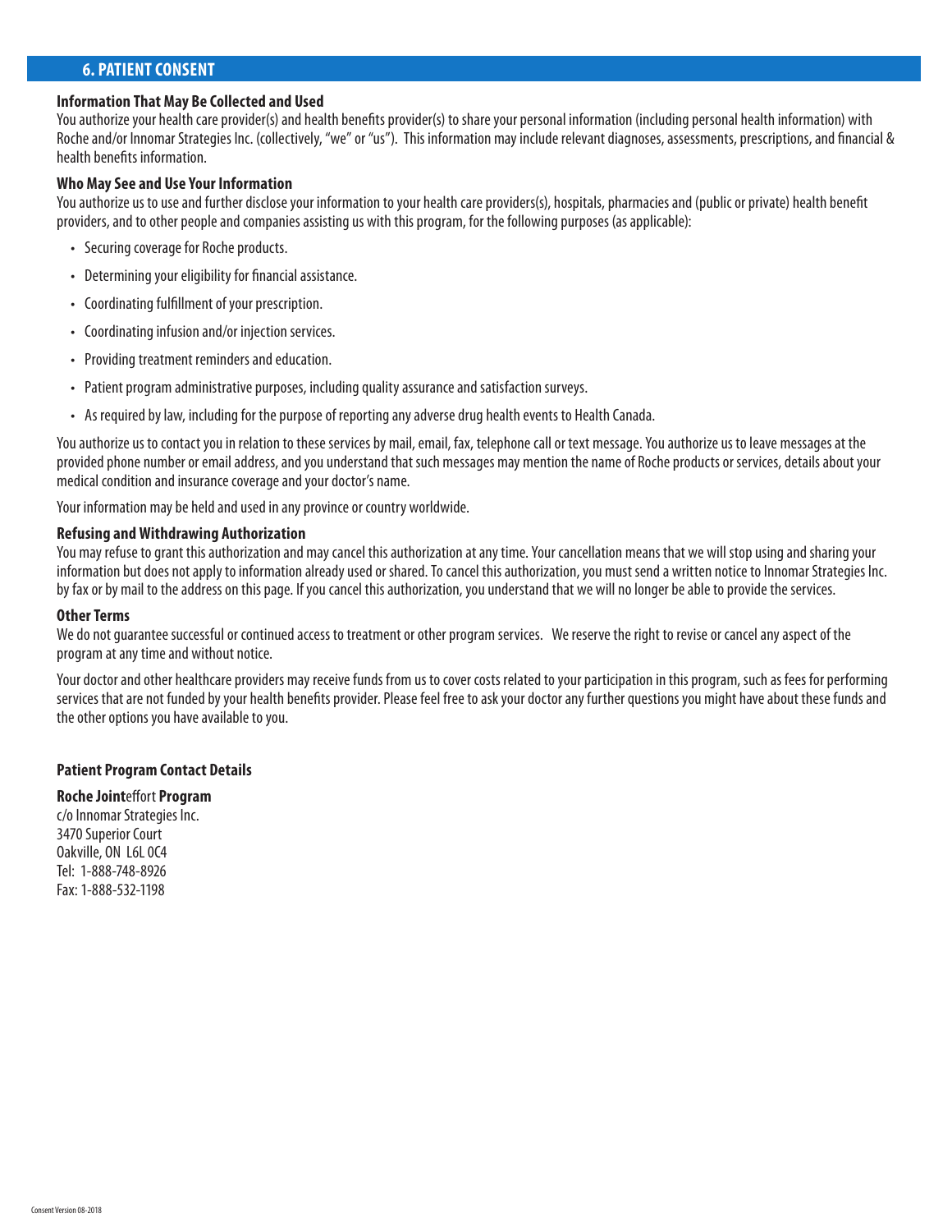## 6. PATIENT CONSENT

**Information That May Be Collected and Used**

You authorize your health care provider(s) and health benefits provider(s) to share your personal information (including personal health information) with Roche and/or Innomar Strategies Inc. (collectively, "we" or "us"). This information may include relevant diagnoses, assessments, prescriptions, and financial & health benefits information.

**Who May See and Use Your Information**

You authorize us to use and further disclose your information to your health care providers(s), hospitals, pharmacies and (public or private) health benefit providers, and to other people and companies assisting us with this program, for the following purposes (as applicable):

- Securing coverage for Roche products.
- Determining your eligibility for financial assistance.
- Coordinating fulfillment of your prescription.
- Coordinating infusion and/or injection services.
- Providing treatment reminders and education.
- Patient program administrative purposes, including quality assurance and satisfaction surveys.
- As required by law, including for the purpose of reporting any adverse drug health events to Health Canada.

You authorize us to contact you in relation to these services by mail, email, fax, telephone call or text message. You authorize us to leave messages at the provided phone number or email address, and you understand that such messages may mention the name of Roche products or services, details about your medical condition and insurance coverage and your doctor's name.

Your information may be held and used in any province or country worldwide.

**Refusing and Withdrawing Authorization**

You may refuse to grant this authorization and may cancel this authorization at any time. Your cancellation means that we will stop using and sharing your information but does not apply to information already used or shared. To cancel this authorization, you must send a written notice to Innomar Strategies Inc. by fax or by mail to the address on this page. If you cancel this authorization, you understand that we will no longer be able to provide the services.

**Other Terms**

We do not guarantee successful or continued access to treatment or other program services. We reserve the right to revise or cancel any aspect of the program at any time and without notice.

Your doctor and other healthcare providers may receive funds from us to cover costs related to your participation in this program, such as fees for performing services that are not funded by your health benefits provider. Please feel free to ask your doctor any further questions you might have about these funds and the other options you have available to you.

**Patient Program Contact Details**

**Roche Joint**effort **Program**
c/o Innomar Strategies Inc.
3470 Superior Court
Oakville, ON L6L 0C4
Tel: 1-888-748-8926
Fax: 1-888-532-1198

Consent Version 08-2018